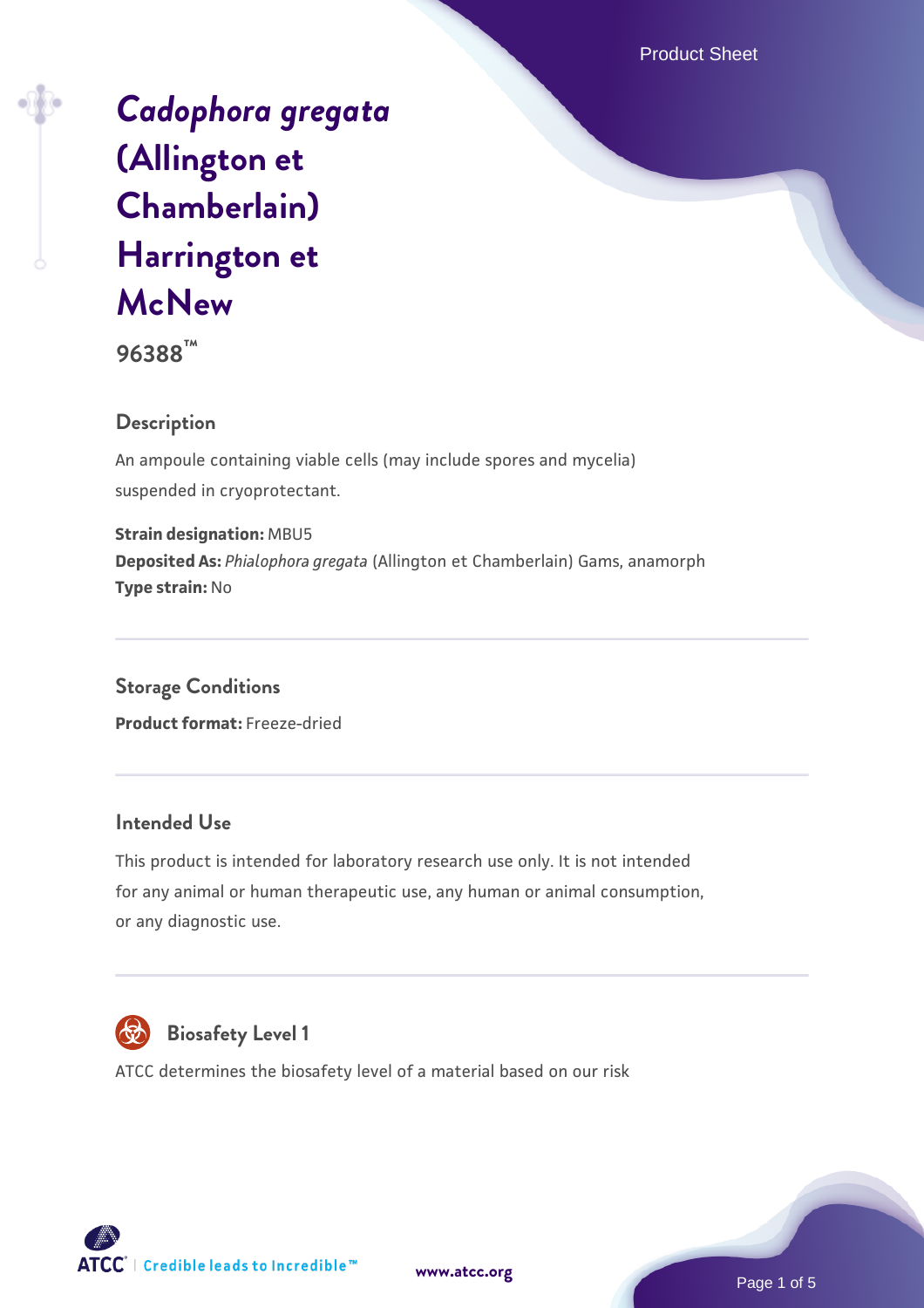# *Cadophora gregata* (Allington et Chamberlain) Harrington et McNew

**96388™**

## Description

An ampoule containing viable cells (may include spores and mycelia) suspended in cryoprotectant.

**Strain designation:** MBU5
**Deposited As:** *Phialophora gregata* (Allington et Chamberlain) Gams, anamorph
**Type strain:** No

## Storage Conditions

**Product format:** Freeze-dried

## Intended Use

This product is intended for laboratory research use only. It is not intended for any animal or human therapeutic use, any human or animal consumption, or any diagnostic use.

## Biosafety Level 1

ATCC determines the biosafety level of a material based on our risk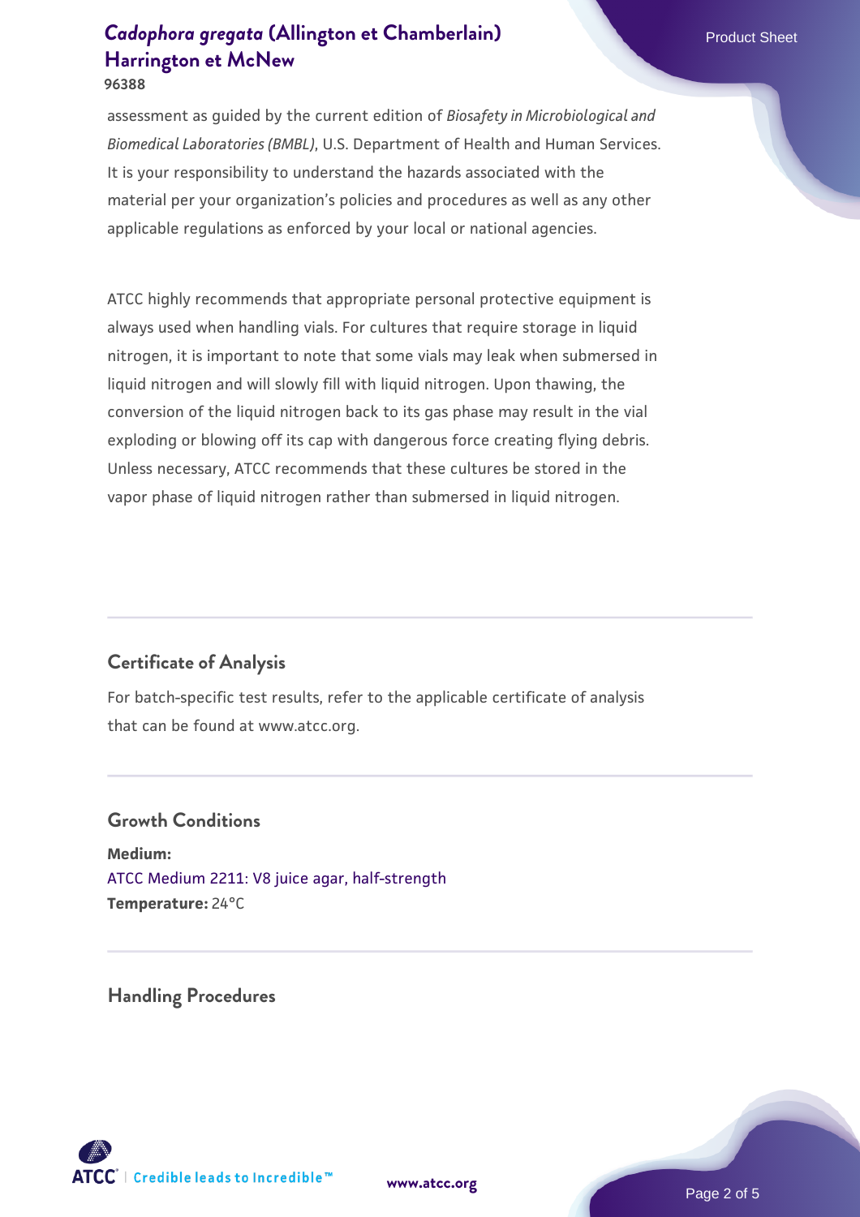assessment as guided by the current edition of *Biosafety in Microbiological and Biomedical Laboratories (BMBL)*, U.S. Department of Health and Human Services. It is your responsibility to understand the hazards associated with the material per your organization's policies and procedures as well as any other applicable regulations as enforced by your local or national agencies.

ATCC highly recommends that appropriate personal protective equipment is always used when handling vials. For cultures that require storage in liquid nitrogen, it is important to note that some vials may leak when submersed in liquid nitrogen and will slowly fill with liquid nitrogen. Upon thawing, the conversion of the liquid nitrogen back to its gas phase may result in the vial exploding or blowing off its cap with dangerous force creating flying debris. Unless necessary, ATCC recommends that these cultures be stored in the vapor phase of liquid nitrogen rather than submersed in liquid nitrogen.

## Certificate of Analysis

For batch-specific test results, refer to the applicable certificate of analysis that can be found at www.atcc.org.

## Growth Conditions

**Medium:**
ATCC Medium 2211: V8 juice agar, half-strength
**Temperature:** 24°C

## Handling Procedures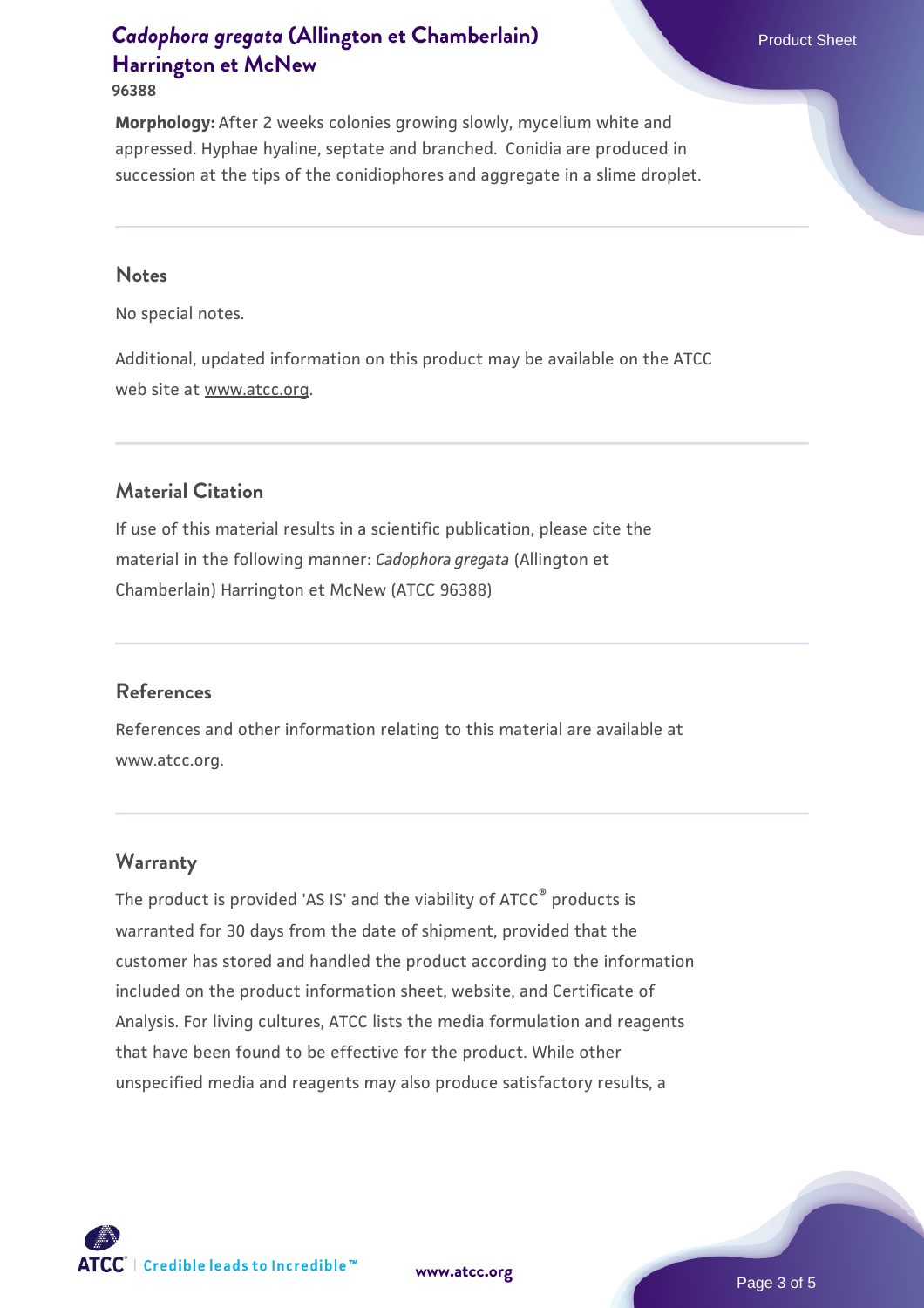**Morphology:** After 2 weeks colonies growing slowly, mycelium white and appressed. Hyphae hyaline, septate and branched. Conidia are produced in succession at the tips of the conidiophores and aggregate in a slime droplet.

## Notes

No special notes.

Additional, updated information on this product may be available on the ATCC web site at www.atcc.org.

## Material Citation

If use of this material results in a scientific publication, please cite the material in the following manner: *Cadophora gregata* (Allington et Chamberlain) Harrington et McNew (ATCC 96388)

## References

References and other information relating to this material are available at www.atcc.org.

## Warranty

The product is provided 'AS IS' and the viability of ATCC® products is warranted for 30 days from the date of shipment, provided that the customer has stored and handled the product according to the information included on the product information sheet, website, and Certificate of Analysis. For living cultures, ATCC lists the media formulation and reagents that have been found to be effective for the product. While other unspecified media and reagents may also produce satisfactory results, a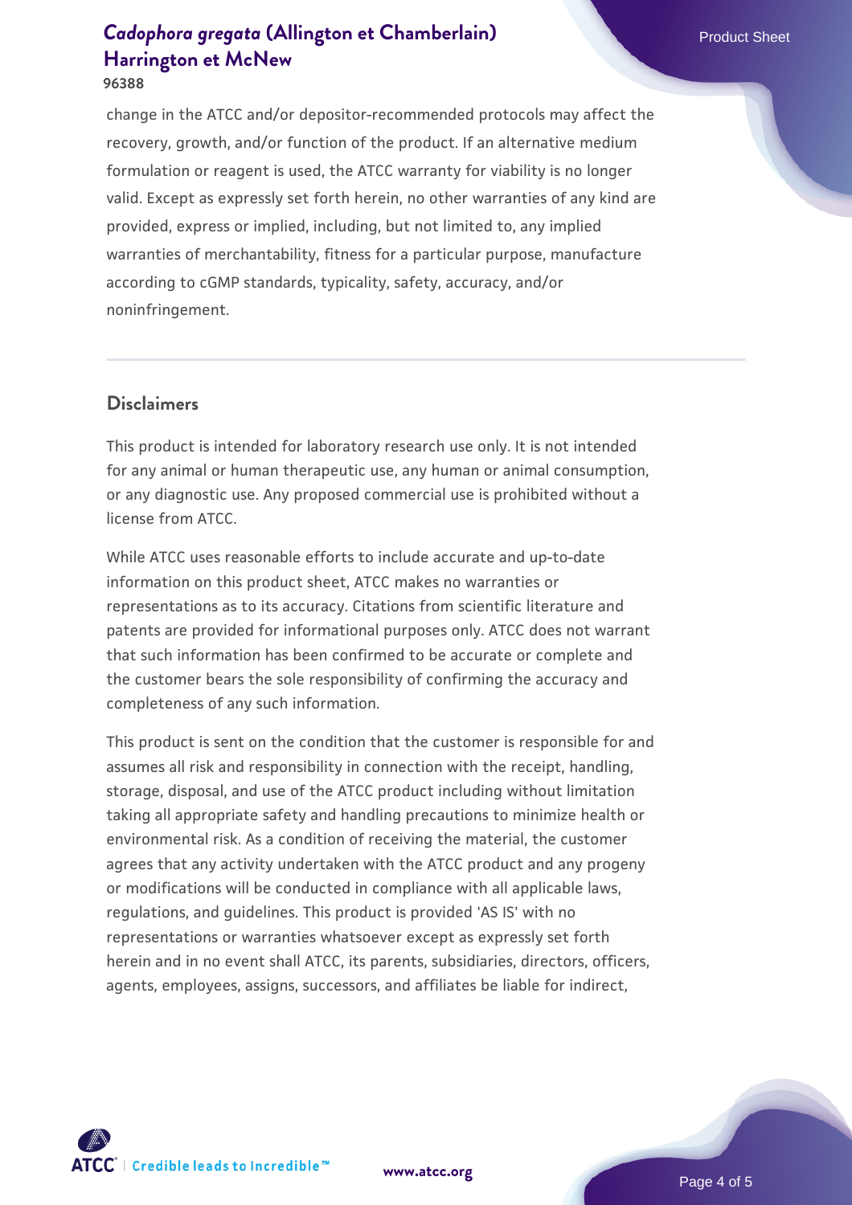change in the ATCC and/or depositor-recommended protocols may affect the recovery, growth, and/or function of the product. If an alternative medium formulation or reagent is used, the ATCC warranty for viability is no longer valid. Except as expressly set forth herein, no other warranties of any kind are provided, express or implied, including, but not limited to, any implied warranties of merchantability, fitness for a particular purpose, manufacture according to cGMP standards, typicality, safety, accuracy, and/or noninfringement.

## Disclaimers

This product is intended for laboratory research use only. It is not intended for any animal or human therapeutic use, any human or animal consumption, or any diagnostic use. Any proposed commercial use is prohibited without a license from ATCC.

While ATCC uses reasonable efforts to include accurate and up-to-date information on this product sheet, ATCC makes no warranties or representations as to its accuracy. Citations from scientific literature and patents are provided for informational purposes only. ATCC does not warrant that such information has been confirmed to be accurate or complete and the customer bears the sole responsibility of confirming the accuracy and completeness of any such information.

This product is sent on the condition that the customer is responsible for and assumes all risk and responsibility in connection with the receipt, handling, storage, disposal, and use of the ATCC product including without limitation taking all appropriate safety and handling precautions to minimize health or environmental risk. As a condition of receiving the material, the customer agrees that any activity undertaken with the ATCC product and any progeny or modifications will be conducted in compliance with all applicable laws, regulations, and guidelines. This product is provided 'AS IS' with no representations or warranties whatsoever except as expressly set forth herein and in no event shall ATCC, its parents, subsidiaries, directors, officers, agents, employees, assigns, successors, and affiliates be liable for indirect,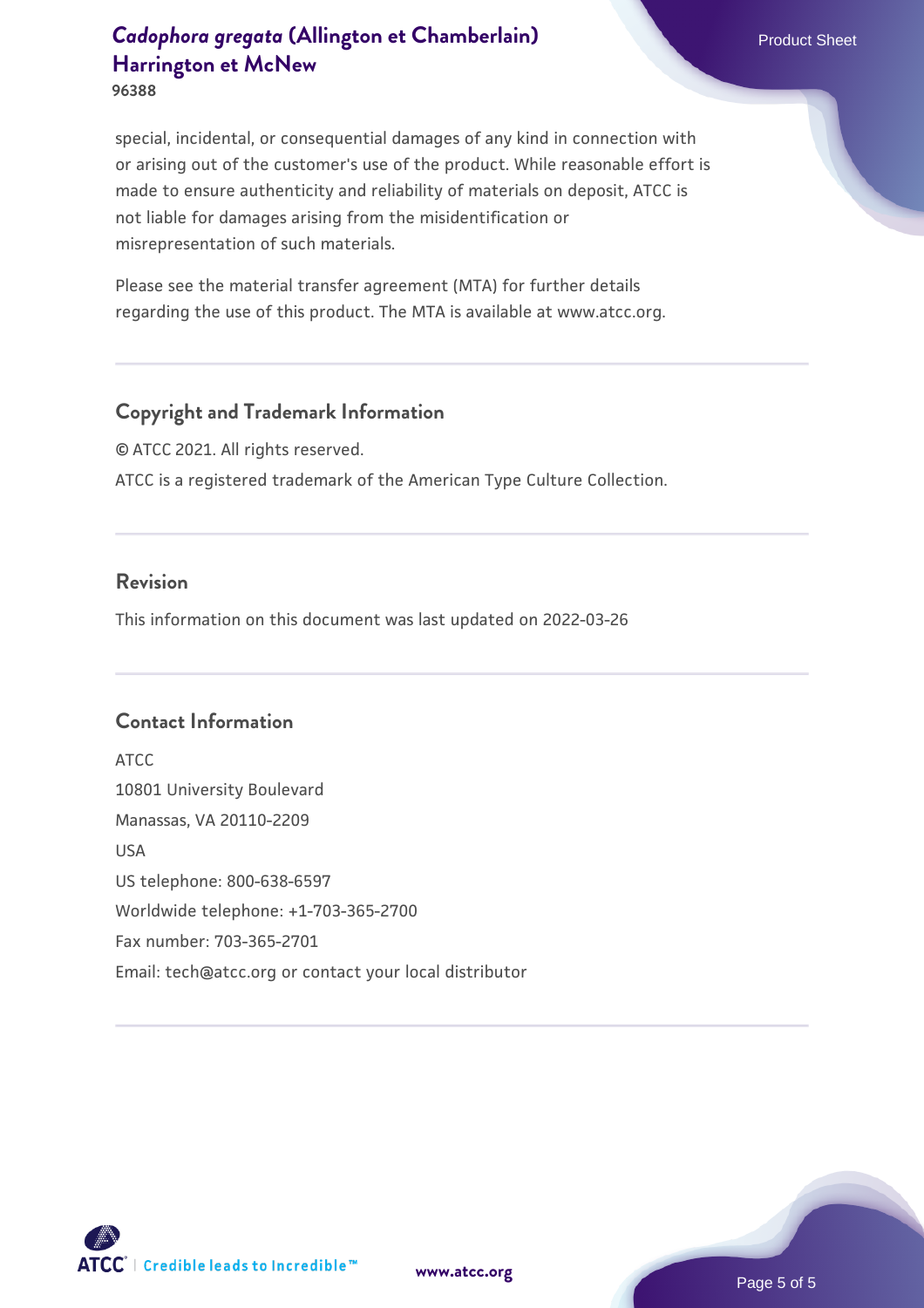special, incidental, or consequential damages of any kind in connection with or arising out of the customer's use of the product. While reasonable effort is made to ensure authenticity and reliability of materials on deposit, ATCC is not liable for damages arising from the misidentification or misrepresentation of such materials.

Please see the material transfer agreement (MTA) for further details regarding the use of this product. The MTA is available at www.atcc.org.

## Copyright and Trademark Information

© ATCC 2021. All rights reserved.

ATCC is a registered trademark of the American Type Culture Collection.

## Revision

This information on this document was last updated on 2022-03-26

## Contact Information

ATCC
10801 University Boulevard
Manassas, VA 20110-2209
USA
US telephone: 800-638-6597
Worldwide telephone: +1-703-365-2700
Fax number: 703-365-2701
Email: tech@atcc.org or contact your local distributor